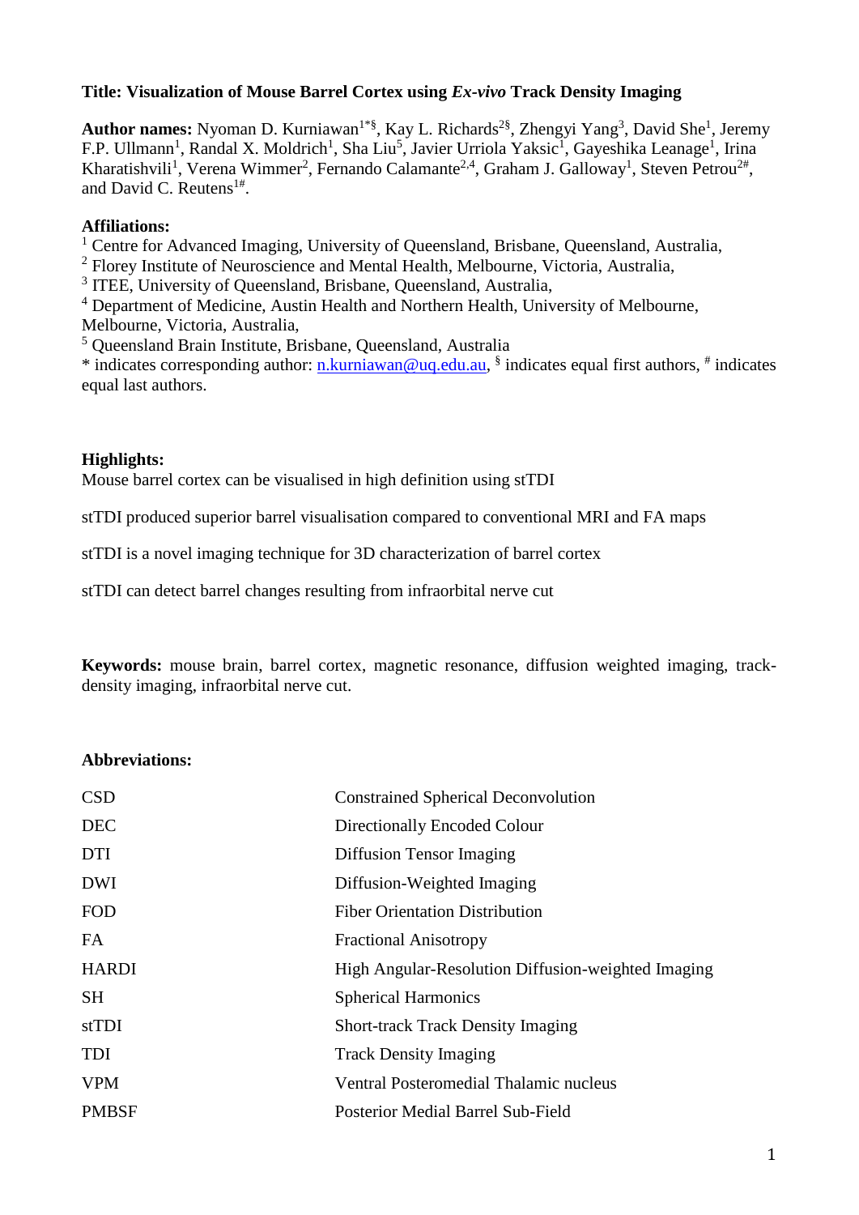**Title: Visualization of Mouse Barrel Cortex using *Ex-vivo* Track Density Imaging**

**Author names:** Nyoman D. Kurniawan[1*§], Kay L. Richards[2§], Zhengyi Yang[3], David She[1], Jeremy F.P. Ullmann[1], Randal X. Moldrich[1], Sha Liu[5], Javier Urriola Yaksic[1], Gayeshika Leanage[1], Irina Kharatishvili[1], Verena Wimmer[2], Fernando Calamante[2,4], Graham J. Galloway[1], Steven Petrou[2#], and David C. Reutens[1#].

**Affiliations:**

[1] Centre for Advanced Imaging, University of Queensland, Brisbane, Queensland, Australia,
[2] Florey Institute of Neuroscience and Mental Health, Melbourne, Victoria, Australia,
[3] ITEE, University of Queensland, Brisbane, Queensland, Australia,
[4] Department of Medicine, Austin Health and Northern Health, University of Melbourne, Melbourne, Victoria, Australia,
[5] Queensland Brain Institute, Brisbane, Queensland, Australia
* indicates corresponding author: n.kurniawan@uq.edu.au, [§] indicates equal first authors, [#] indicates equal last authors.

**Highlights:**

Mouse barrel cortex can be visualised in high definition using stTDI

stTDI produced superior barrel visualisation compared to conventional MRI and FA maps

stTDI is a novel imaging technique for 3D characterization of barrel cortex

stTDI can detect barrel changes resulting from infraorbital nerve cut

**Keywords:** mouse brain, barrel cortex, magnetic resonance, diffusion weighted imaging, track-density imaging, infraorbital nerve cut.

**Abbreviations:**

| | |
|---|---|
| CSD | Constrained Spherical Deconvolution |
| DEC | Directionally Encoded Colour |
| DTI | Diffusion Tensor Imaging |
| DWI | Diffusion-Weighted Imaging |
| FOD | Fiber Orientation Distribution |
| FA | Fractional Anisotropy |
| HARDI | High Angular-Resolution Diffusion-weighted Imaging |
| SH | Spherical Harmonics |
| stTDI | Short-track Track Density Imaging |
| TDI | Track Density Imaging |
| VPM | Ventral Posteromedial Thalamic nucleus |
| PMBSF | Posterior Medial Barrel Sub-Field |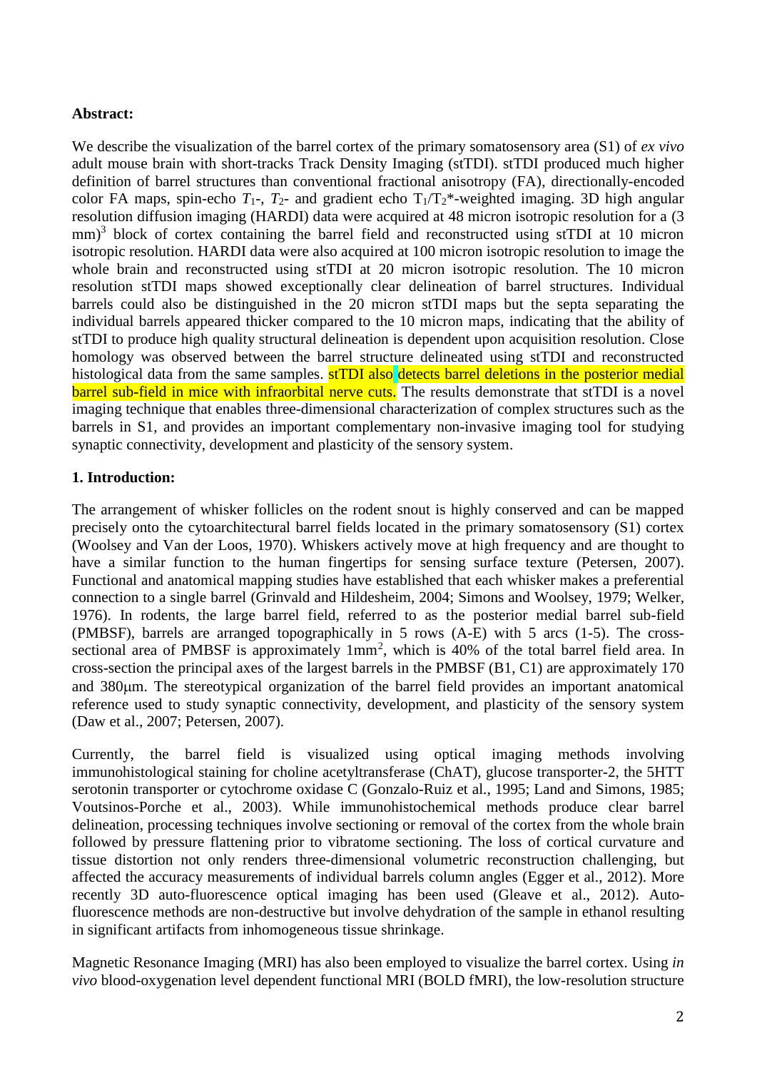**Abstract:**

We describe the visualization of the barrel cortex of the primary somatosensory area (S1) of *ex vivo* adult mouse brain with short-tracks Track Density Imaging (stTDI). stTDI produced much higher definition of barrel structures than conventional fractional anisotropy (FA), directionally-encoded color FA maps, spin-echo $T_1$-, $T_2$- and gradient echo $T_1/T_2$*-weighted imaging. 3D high angular resolution diffusion imaging (HARDI) data were acquired at 48 micron isotropic resolution for a (3 mm)$^3$ block of cortex containing the barrel field and reconstructed using stTDI at 10 micron isotropic resolution. HARDI data were also acquired at 100 micron isotropic resolution to image the whole brain and reconstructed using stTDI at 20 micron isotropic resolution. The 10 micron resolution stTDI maps showed exceptionally clear delineation of barrel structures. Individual barrels could also be distinguished in the 20 micron stTDI maps but the septa separating the individual barrels appeared thicker compared to the 10 micron maps, indicating that the ability of stTDI to produce high quality structural delineation is dependent upon acquisition resolution. Close homology was observed between the barrel structure delineated using stTDI and reconstructed histological data from the same samples. stTDI also detects barrel deletions in the posterior medial barrel sub-field in mice with infraorbital nerve cuts. The results demonstrate that stTDI is a novel imaging technique that enables three-dimensional characterization of complex structures such as the barrels in S1, and provides an important complementary non-invasive imaging tool for studying synaptic connectivity, development and plasticity of the sensory system.

**1. Introduction:**

The arrangement of whisker follicles on the rodent snout is highly conserved and can be mapped precisely onto the cytoarchitectural barrel fields located in the primary somatosensory (S1) cortex (Woolsey and Van der Loos, 1970). Whiskers actively move at high frequency and are thought to have a similar function to the human fingertips for sensing surface texture (Petersen, 2007). Functional and anatomical mapping studies have established that each whisker makes a preferential connection to a single barrel (Grinvald and Hildesheim, 2004; Simons and Woolsey, 1979; Welker, 1976). In rodents, the large barrel field, referred to as the posterior medial barrel sub-field (PMBSF), barrels are arranged topographically in 5 rows (A-E) with 5 arcs (1-5). The cross-sectional area of PMBSF is approximately 1mm$^2$, which is 40% of the total barrel field area. In cross-section the principal axes of the largest barrels in the PMBSF (B1, C1) are approximately 170 and 380μm. The stereotypical organization of the barrel field provides an important anatomical reference used to study synaptic connectivity, development, and plasticity of the sensory system (Daw et al., 2007; Petersen, 2007).

Currently, the barrel field is visualized using optical imaging methods involving immunohistological staining for choline acetyltransferase (ChAT), glucose transporter-2, the 5HTT serotonin transporter or cytochrome oxidase C (Gonzalo-Ruiz et al., 1995; Land and Simons, 1985; Voutsinos-Porche et al., 2003). While immunohistochemical methods produce clear barrel delineation, processing techniques involve sectioning or removal of the cortex from the whole brain followed by pressure flattening prior to vibratome sectioning. The loss of cortical curvature and tissue distortion not only renders three-dimensional volumetric reconstruction challenging, but affected the accuracy measurements of individual barrels column angles (Egger et al., 2012). More recently 3D auto-fluorescence optical imaging has been used (Gleave et al., 2012). Auto-fluorescence methods are non-destructive but involve dehydration of the sample in ethanol resulting in significant artifacts from inhomogeneous tissue shrinkage.

Magnetic Resonance Imaging (MRI) has also been employed to visualize the barrel cortex. Using *in vivo* blood-oxygenation level dependent functional MRI (BOLD fMRI), the low-resolution structure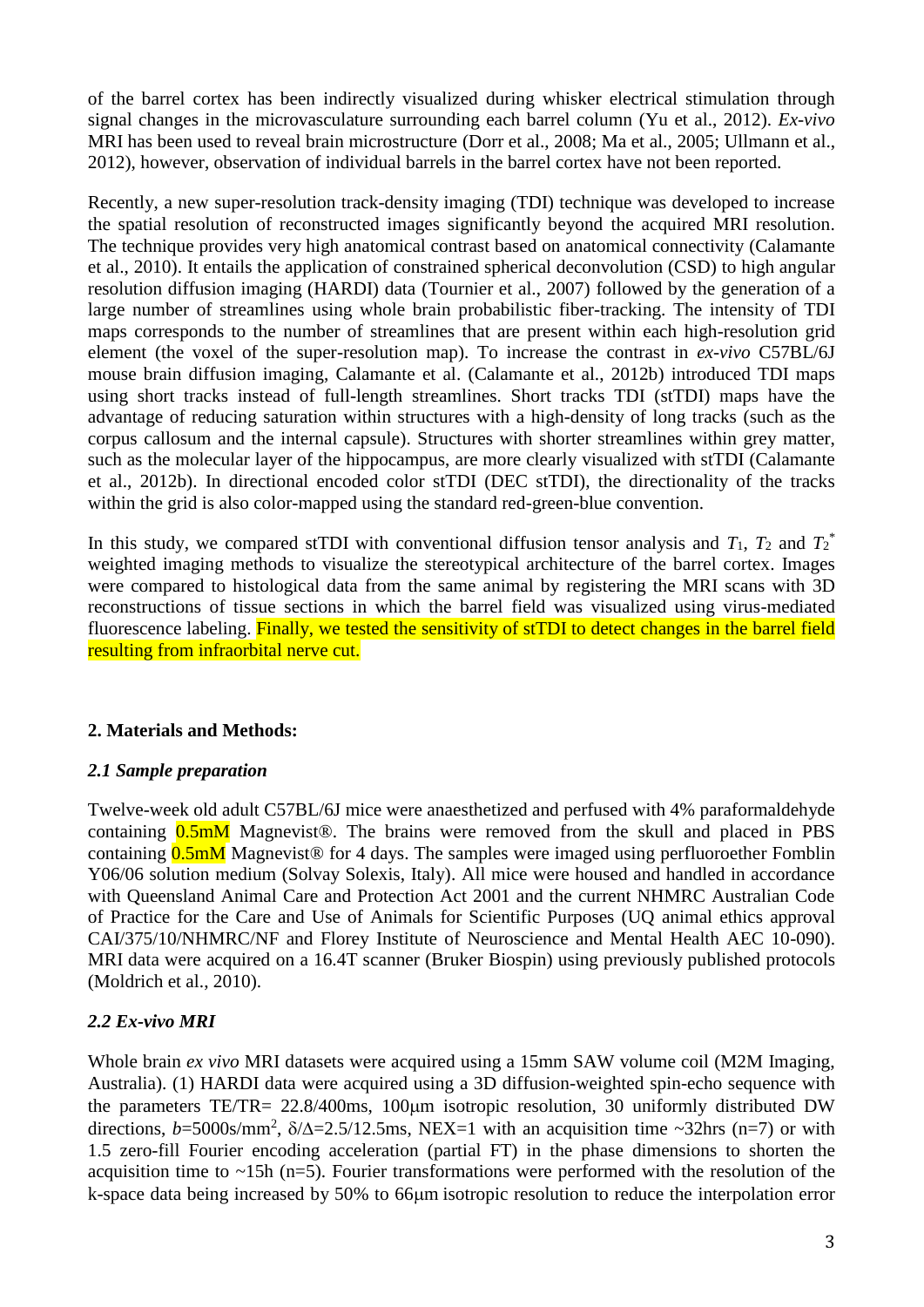of the barrel cortex has been indirectly visualized during whisker electrical stimulation through signal changes in the microvasculature surrounding each barrel column (Yu et al., 2012). *Ex-vivo* MRI has been used to reveal brain microstructure (Dorr et al., 2008; Ma et al., 2005; Ullmann et al., 2012), however, observation of individual barrels in the barrel cortex have not been reported.

Recently, a new super-resolution track-density imaging (TDI) technique was developed to increase the spatial resolution of reconstructed images significantly beyond the acquired MRI resolution. The technique provides very high anatomical contrast based on anatomical connectivity (Calamante et al., 2010). It entails the application of constrained spherical deconvolution (CSD) to high angular resolution diffusion imaging (HARDI) data (Tournier et al., 2007) followed by the generation of a large number of streamlines using whole brain probabilistic fiber-tracking. The intensity of TDI maps corresponds to the number of streamlines that are present within each high-resolution grid element (the voxel of the super-resolution map). To increase the contrast in *ex-vivo* C57BL/6J mouse brain diffusion imaging, Calamante et al. (Calamante et al., 2012b) introduced TDI maps using short tracks instead of full-length streamlines. Short tracks TDI (stTDI) maps have the advantage of reducing saturation within structures with a high-density of long tracks (such as the corpus callosum and the internal capsule). Structures with shorter streamlines within grey matter, such as the molecular layer of the hippocampus, are more clearly visualized with stTDI (Calamante et al., 2012b). In directional encoded color stTDI (DEC stTDI), the directionality of the tracks within the grid is also color-mapped using the standard red-green-blue convention.

In this study, we compared stTDI with conventional diffusion tensor analysis and $T_1$, $T_2$ and $T_2^*$ weighted imaging methods to visualize the stereotypical architecture of the barrel cortex. Images were compared to histological data from the same animal by registering the MRI scans with 3D reconstructions of tissue sections in which the barrel field was visualized using virus-mediated fluorescence labeling. Finally, we tested the sensitivity of stTDI to detect changes in the barrel field resulting from infraorbital nerve cut.

## 2. Materials and Methods:

### *2.1 Sample preparation*

Twelve-week old adult C57BL/6J mice were anaesthetized and perfused with 4% paraformaldehyde containing 0.5mM Magnevist®. The brains were removed from the skull and placed in PBS containing 0.5mM Magnevist® for 4 days. The samples were imaged using perfluoroether Fomblin Y06/06 solution medium (Solvay Solexis, Italy). All mice were housed and handled in accordance with Queensland Animal Care and Protection Act 2001 and the current NHMRC Australian Code of Practice for the Care and Use of Animals for Scientific Purposes (UQ animal ethics approval CAI/375/10/NHMRC/NF and Florey Institute of Neuroscience and Mental Health AEC 10-090). MRI data were acquired on a 16.4T scanner (Bruker Biospin) using previously published protocols (Moldrich et al., 2010).

### *2.2 Ex-vivo MRI*

Whole brain *ex vivo* MRI datasets were acquired using a 15mm SAW volume coil (M2M Imaging, Australia). (1) HARDI data were acquired using a 3D diffusion-weighted spin-echo sequence with the parameters TE/TR= 22.8/400ms, 100μm isotropic resolution, 30 uniformly distributed DW directions, $b$=5000s/mm$^2$, $\delta/\Delta$=2.5/12.5ms, NEX=1 with an acquisition time ~32hrs (n=7) or with 1.5 zero-fill Fourier encoding acceleration (partial FT) in the phase dimensions to shorten the acquisition time to ~15h (n=5). Fourier transformations were performed with the resolution of the k-space data being increased by 50% to 66μm isotropic resolution to reduce the interpolation error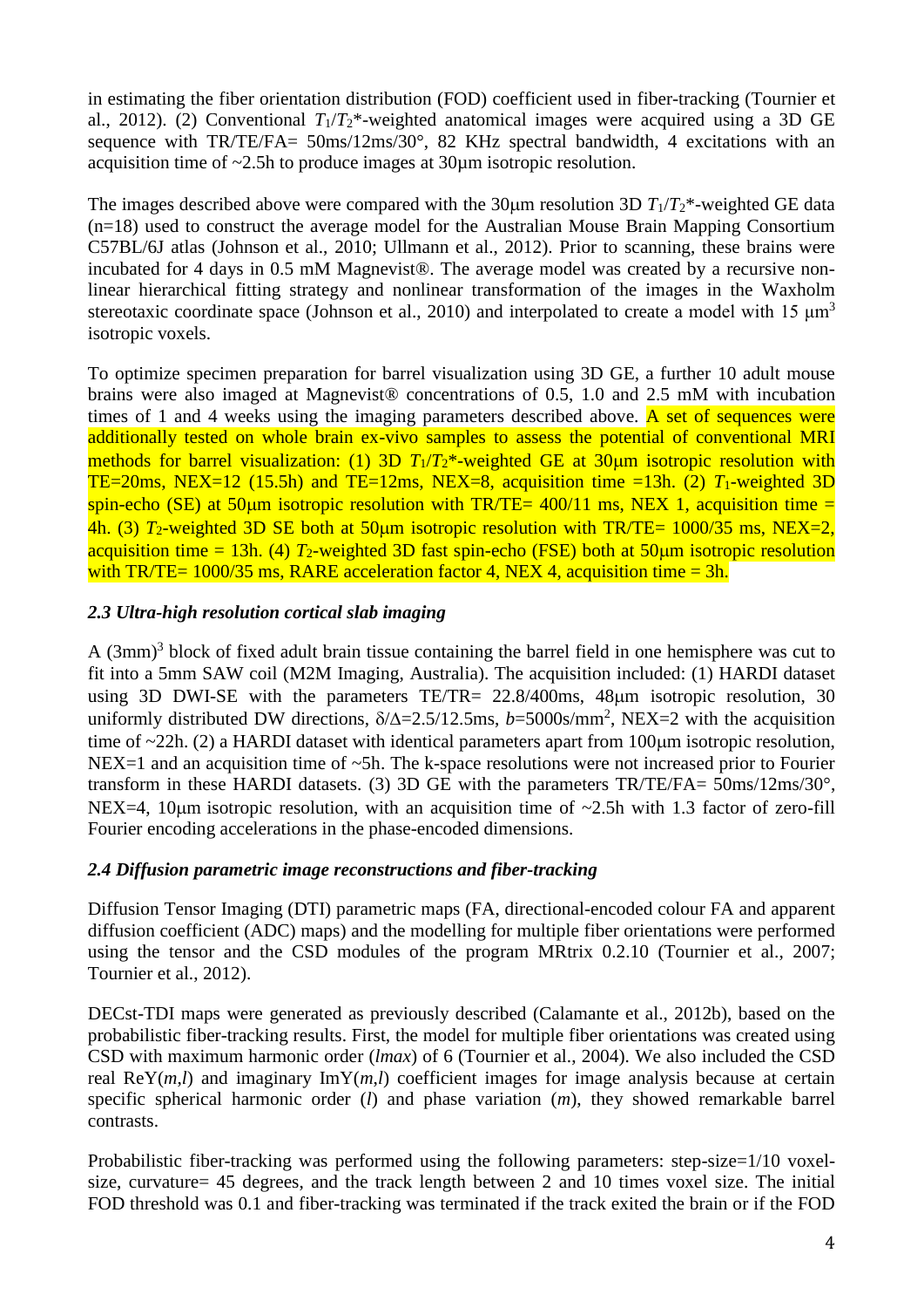in estimating the fiber orientation distribution (FOD) coefficient used in fiber-tracking (Tournier et al., 2012). (2) Conventional $T_1$/$T_2$*-weighted anatomical images were acquired using a 3D GE sequence with TR/TE/FA= 50ms/12ms/30°, 82 KHz spectral bandwidth, 4 excitations with an acquisition time of ~2.5h to produce images at 30μm isotropic resolution.

The images described above were compared with the 30μm resolution 3D $T_1$/$T_2$*-weighted GE data (n=18) used to construct the average model for the Australian Mouse Brain Mapping Consortium C57BL/6J atlas (Johnson et al., 2010; Ullmann et al., 2012). Prior to scanning, these brains were incubated for 4 days in 0.5 mM Magnevist®. The average model was created by a recursive non-linear hierarchical fitting strategy and nonlinear transformation of the images in the Waxholm stereotaxic coordinate space (Johnson et al., 2010) and interpolated to create a model with 15 μm$^3$ isotropic voxels.

To optimize specimen preparation for barrel visualization using 3D GE, a further 10 adult mouse brains were also imaged at Magnevist® concentrations of 0.5, 1.0 and 2.5 mM with incubation times of 1 and 4 weeks using the imaging parameters described above. A set of sequences were additionally tested on whole brain ex-vivo samples to assess the potential of conventional MRI methods for barrel visualization: (1) 3D $T_1$/$T_2$*-weighted GE at 30μm isotropic resolution with TE=20ms, NEX=12 (15.5h) and TE=12ms, NEX=8, acquisition time =13h. (2) $T_1$-weighted 3D spin-echo (SE) at 50μm isotropic resolution with TR/TE= 400/11 ms, NEX 1, acquisition time = 4h. (3) $T_2$-weighted 3D SE both at 50μm isotropic resolution with TR/TE= 1000/35 ms, NEX=2, acquisition time = 13h. (4) $T_2$-weighted 3D fast spin-echo (FSE) both at 50μm isotropic resolution with TR/TE= 1000/35 ms, RARE acceleration factor 4, NEX 4, acquisition time = 3h.

### *2.3 Ultra-high resolution cortical slab imaging*

A (3mm)$^3$ block of fixed adult brain tissue containing the barrel field in one hemisphere was cut to fit into a 5mm SAW coil (M2M Imaging, Australia). The acquisition included: (1) HARDI dataset using 3D DWI-SE with the parameters TE/TR= 22.8/400ms, 48μm isotropic resolution, 30 uniformly distributed DW directions, $\delta/\Delta$=2.5/12.5ms, $b$=5000s/mm$^2$, NEX=2 with the acquisition time of ~22h. (2) a HARDI dataset with identical parameters apart from 100μm isotropic resolution, NEX=1 and an acquisition time of ~5h. The k-space resolutions were not increased prior to Fourier transform in these HARDI datasets. (3) 3D GE with the parameters TR/TE/FA= 50ms/12ms/30°, NEX=4, 10μm isotropic resolution, with an acquisition time of ~2.5h with 1.3 factor of zero-fill Fourier encoding accelerations in the phase-encoded dimensions.

### *2.4 Diffusion parametric image reconstructions and fiber-tracking*

Diffusion Tensor Imaging (DTI) parametric maps (FA, directional-encoded colour FA and apparent diffusion coefficient (ADC) maps) and the modelling for multiple fiber orientations were performed using the tensor and the CSD modules of the program MRtrix 0.2.10 (Tournier et al., 2007; Tournier et al., 2012).

DECst-TDI maps were generated as previously described (Calamante et al., 2012b), based on the probabilistic fiber-tracking results. First, the model for multiple fiber orientations was created using CSD with maximum harmonic order (*lmax*) of 6 (Tournier et al., 2004). We also included the CSD real ReY($m$,$l$) and imaginary ImY($m$,$l$) coefficient images for image analysis because at certain specific spherical harmonic order ($l$) and phase variation ($m$), they showed remarkable barrel contrasts.

Probabilistic fiber-tracking was performed using the following parameters: step-size=1/10 voxel-size, curvature= 45 degrees, and the track length between 2 and 10 times voxel size. The initial FOD threshold was 0.1 and fiber-tracking was terminated if the track exited the brain or if the FOD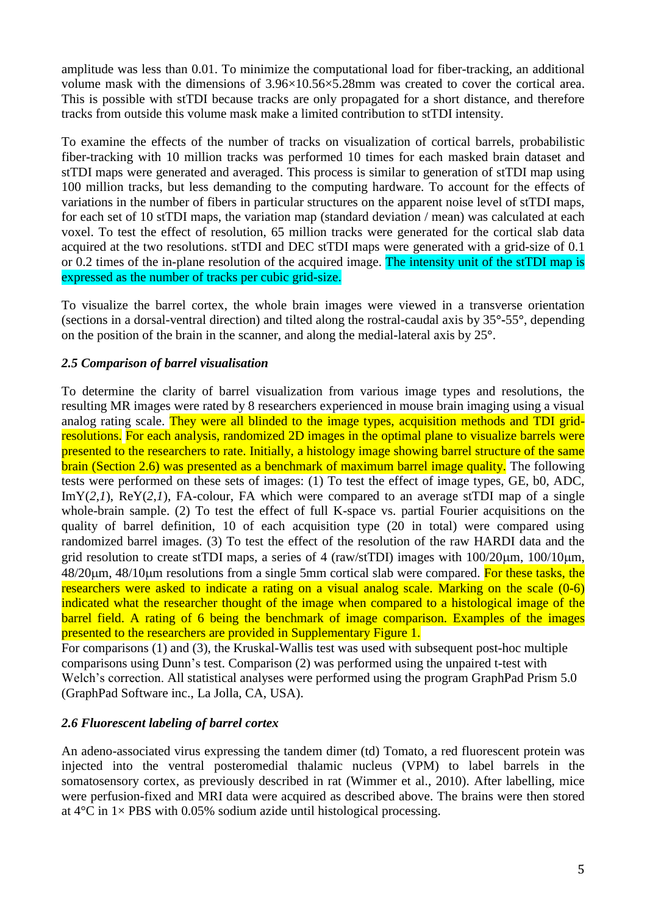amplitude was less than 0.01. To minimize the computational load for fiber-tracking, an additional volume mask with the dimensions of 3.96×10.56×5.28mm was created to cover the cortical area. This is possible with stTDI because tracks are only propagated for a short distance, and therefore tracks from outside this volume mask make a limited contribution to stTDI intensity.

To examine the effects of the number of tracks on visualization of cortical barrels, probabilistic fiber-tracking with 10 million tracks was performed 10 times for each masked brain dataset and stTDI maps were generated and averaged. This process is similar to generation of stTDI map using 100 million tracks, but less demanding to the computing hardware. To account for the effects of variations in the number of fibers in particular structures on the apparent noise level of stTDI maps, for each set of 10 stTDI maps, the variation map (standard deviation / mean) was calculated at each voxel. To test the effect of resolution, 65 million tracks were generated for the cortical slab data acquired at the two resolutions. stTDI and DEC stTDI maps were generated with a grid-size of 0.1 or 0.2 times of the in-plane resolution of the acquired image. The intensity unit of the stTDI map is expressed as the number of tracks per cubic grid-size.

To visualize the barrel cortex, the whole brain images were viewed in a transverse orientation (sections in a dorsal-ventral direction) and tilted along the rostral-caudal axis by 35°-55°, depending on the position of the brain in the scanner, and along the medial-lateral axis by 25°.

### *2.5 Comparison of barrel visualisation*

To determine the clarity of barrel visualization from various image types and resolutions, the resulting MR images were rated by 8 researchers experienced in mouse brain imaging using a visual analog rating scale. They were all blinded to the image types, acquisition methods and TDI grid-resolutions. For each analysis, randomized 2D images in the optimal plane to visualize barrels were presented to the researchers to rate. Initially, a histology image showing barrel structure of the same brain (Section 2.6) was presented as a benchmark of maximum barrel image quality. The following tests were performed on these sets of images: (1) To test the effect of image types, GE, b0, ADC, ImY(*2*,*1*), ReY(*2*,*1*), FA-colour, FA which were compared to an average stTDI map of a single whole-brain sample. (2) To test the effect of full K-space vs. partial Fourier acquisitions on the quality of barrel definition, 10 of each acquisition type (20 in total) were compared using randomized barrel images. (3) To test the effect of the resolution of the raw HARDI data and the grid resolution to create stTDI maps, a series of 4 (raw/stTDI) images with 100/20μm, 100/10μm, 48/20μm, 48/10μm resolutions from a single 5mm cortical slab were compared. For these tasks, the researchers were asked to indicate a rating on a visual analog scale. Marking on the scale (0-6) indicated what the researcher thought of the image when compared to a histological image of the barrel field. A rating of 6 being the benchmark of image comparison. Examples of the images presented to the researchers are provided in Supplementary Figure 1.

For comparisons (1) and (3), the Kruskal-Wallis test was used with subsequent post-hoc multiple comparisons using Dunn's test. Comparison (2) was performed using the unpaired t-test with Welch's correction. All statistical analyses were performed using the program GraphPad Prism 5.0 (GraphPad Software inc., La Jolla, CA, USA).

### *2.6 Fluorescent labeling of barrel cortex*

An adeno-associated virus expressing the tandem dimer (td) Tomato, a red fluorescent protein was injected into the ventral posteromedial thalamic nucleus (VPM) to label barrels in the somatosensory cortex, as previously described in rat (Wimmer et al., 2010). After labelling, mice were perfusion-fixed and MRI data were acquired as described above. The brains were then stored at 4°C in 1× PBS with 0.05% sodium azide until histological processing.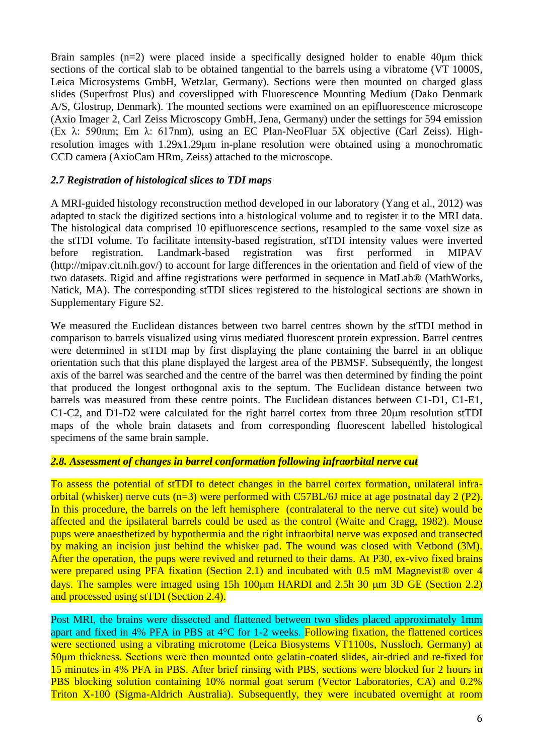Brain samples (n=2) were placed inside a specifically designed holder to enable 40μm thick sections of the cortical slab to be obtained tangential to the barrels using a vibratome (VT 1000S, Leica Microsystems GmbH, Wetzlar, Germany). Sections were then mounted on charged glass slides (Superfrost Plus) and coverslipped with Fluorescence Mounting Medium (Dako Denmark A/S, Glostrup, Denmark). The mounted sections were examined on an epifluorescence microscope (Axio Imager 2, Carl Zeiss Microscopy GmbH, Jena, Germany) under the settings for 594 emission (Ex λ: 590nm; Em λ: 617nm), using an EC Plan-NeoFluar 5X objective (Carl Zeiss). High-resolution images with 1.29x1.29μm in-plane resolution were obtained using a monochromatic CCD camera (AxioCam HRm, Zeiss) attached to the microscope.

### *2.7 Registration of histological slices to TDI maps*

A MRI-guided histology reconstruction method developed in our laboratory (Yang et al., 2012) was adapted to stack the digitized sections into a histological volume and to register it to the MRI data. The histological data comprised 10 epifluorescence sections, resampled to the same voxel size as the stTDI volume. To facilitate intensity-based registration, stTDI intensity values were inverted before registration. Landmark-based registration was first performed in MIPAV (http://mipav.cit.nih.gov/) to account for large differences in the orientation and field of view of the two datasets. Rigid and affine registrations were performed in sequence in MatLab® (MathWorks, Natick, MA). The corresponding stTDI slices registered to the histological sections are shown in Supplementary Figure S2.

We measured the Euclidean distances between two barrel centres shown by the stTDI method in comparison to barrels visualized using virus mediated fluorescent protein expression. Barrel centres were determined in stTDI map by first displaying the plane containing the barrel in an oblique orientation such that this plane displayed the largest area of the PBMSF. Subsequently, the longest axis of the barrel was searched and the centre of the barrel was then determined by finding the point that produced the longest orthogonal axis to the septum. The Euclidean distance between two barrels was measured from these centre points. The Euclidean distances between C1-D1, C1-E1, C1-C2, and D1-D2 were calculated for the right barrel cortex from three 20μm resolution stTDI maps of the whole brain datasets and from corresponding fluorescent labelled histological specimens of the same brain sample.

### *2.8. Assessment of changes in barrel conformation following infraorbital nerve cut*

To assess the potential of stTDI to detect changes in the barrel cortex formation, unilateral infra-orbital (whisker) nerve cuts (n=3) were performed with C57BL/6J mice at age postnatal day 2 (P2). In this procedure, the barrels on the left hemisphere (contralateral to the nerve cut site) would be affected and the ipsilateral barrels could be used as the control (Waite and Cragg, 1982). Mouse pups were anaesthetized by hypothermia and the right infraorbital nerve was exposed and transected by making an incision just behind the whisker pad. The wound was closed with Vetbond (3M). After the operation, the pups were revived and returned to their dams. At P30, ex-vivo fixed brains were prepared using PFA fixation (Section 2.1) and incubated with 0.5 mM Magnevist® over 4 days. The samples were imaged using 15h 100μm HARDI and 2.5h 30 μm 3D GE (Section 2.2) and processed using stTDI (Section 2.4).

Post MRI, the brains were dissected and flattened between two slides placed approximately 1mm apart and fixed in 4% PFA in PBS at 4°C for 1-2 weeks. Following fixation, the flattened cortices were sectioned using a vibrating microtome (Leica Biosystems VT1100s, Nussloch, Germany) at 50μm thickness. Sections were then mounted onto gelatin-coated slides, air-dried and re-fixed for 15 minutes in 4% PFA in PBS. After brief rinsing with PBS, sections were blocked for 2 hours in PBS blocking solution containing 10% normal goat serum (Vector Laboratories, CA) and 0.2% Triton X-100 (Sigma-Aldrich Australia). Subsequently, they were incubated overnight at room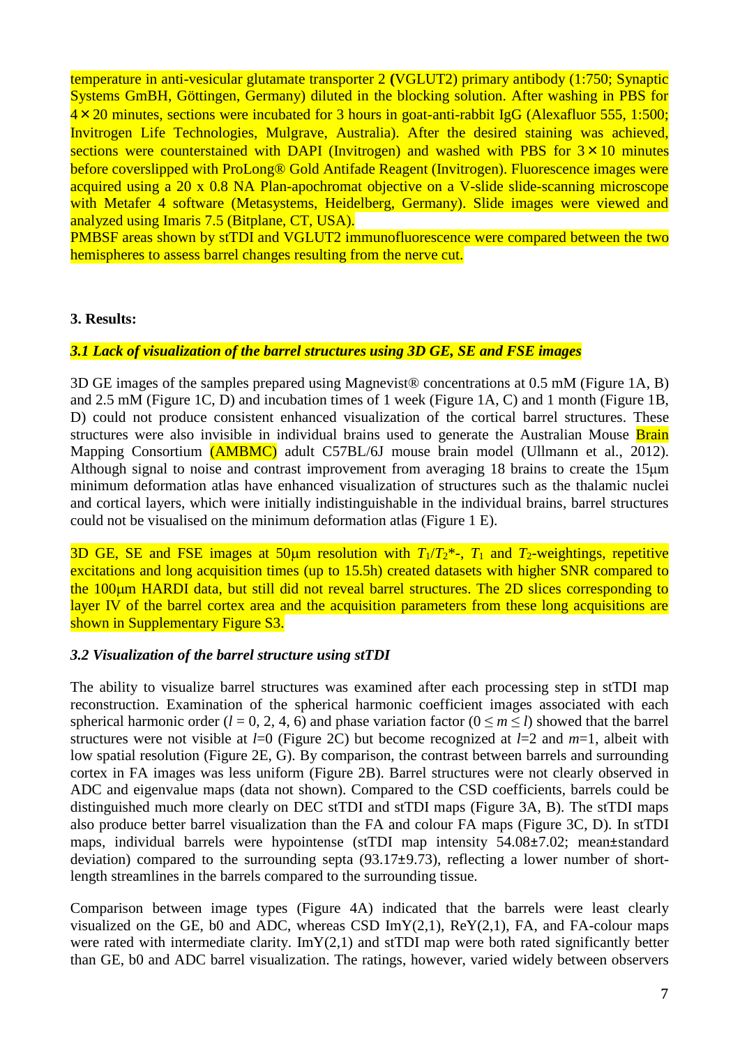temperature in anti-vesicular glutamate transporter 2 (VGLUT2) primary antibody (1:750; Synaptic Systems GmBH, Göttingen, Germany) diluted in the blocking solution. After washing in PBS for 4 × 20 minutes, sections were incubated for 3 hours in goat-anti-rabbit IgG (Alexafluor 555, 1:500; Invitrogen Life Technologies, Mulgrave, Australia). After the desired staining was achieved, sections were counterstained with DAPI (Invitrogen) and washed with PBS for 3 × 10 minutes before coverslipped with ProLong® Gold Antifade Reagent (Invitrogen). Fluorescence images were acquired using a 20 x 0.8 NA Plan-apochromat objective on a V-slide slide-scanning microscope with Metafer 4 software (Metasystems, Heidelberg, Germany). Slide images were viewed and analyzed using Imaris 7.5 (Bitplane, CT, USA).

PMBSF areas shown by stTDI and VGLUT2 immunofluorescence were compared between the two hemispheres to assess barrel changes resulting from the nerve cut.

## 3. Results:

### *3.1 Lack of visualization of the barrel structures using 3D GE, SE and FSE images*

3D GE images of the samples prepared using Magnevist® concentrations at 0.5 mM (Figure 1A, B) and 2.5 mM (Figure 1C, D) and incubation times of 1 week (Figure 1A, C) and 1 month (Figure 1B, D) could not produce consistent enhanced visualization of the cortical barrel structures. These structures were also invisible in individual brains used to generate the Australian Mouse Brain Mapping Consortium (AMBMC) adult C57BL/6J mouse brain model (Ullmann et al., 2012). Although signal to noise and contrast improvement from averaging 18 brains to create the 15μm minimum deformation atlas have enhanced visualization of structures such as the thalamic nuclei and cortical layers, which were initially indistinguishable in the individual brains, barrel structures could not be visualised on the minimum deformation atlas (Figure 1 E).

3D GE, SE and FSE images at 50μm resolution with $T_1/T_2$*-, $T_1$ and $T_2$-weightings, repetitive excitations and long acquisition times (up to 15.5h) created datasets with higher SNR compared to the 100μm HARDI data, but still did not reveal barrel structures. The 2D slices corresponding to layer IV of the barrel cortex area and the acquisition parameters from these long acquisitions are shown in Supplementary Figure S3.

### *3.2 Visualization of the barrel structure using stTDI*

The ability to visualize barrel structures was examined after each processing step in stTDI map reconstruction. Examination of the spherical harmonic coefficient images associated with each spherical harmonic order ($l$ = 0, 2, 4, 6) and phase variation factor ($0 \leq m \leq l$) showed that the barrel structures were not visible at $l$=0 (Figure 2C) but become recognized at $l$=2 and $m$=1, albeit with low spatial resolution (Figure 2E, G). By comparison, the contrast between barrels and surrounding cortex in FA images was less uniform (Figure 2B). Barrel structures were not clearly observed in ADC and eigenvalue maps (data not shown). Compared to the CSD coefficients, barrels could be distinguished much more clearly on DEC stTDI and stTDI maps (Figure 3A, B). The stTDI maps also produce better barrel visualization than the FA and colour FA maps (Figure 3C, D). In stTDI maps, individual barrels were hypointense (stTDI map intensity 54.08±7.02; mean±standard deviation) compared to the surrounding septa (93.17±9.73), reflecting a lower number of short-length streamlines in the barrels compared to the surrounding tissue.

Comparison between image types (Figure 4A) indicated that the barrels were least clearly visualized on the GE, b0 and ADC, whereas CSD ImY(2,1), ReY(2,1), FA, and FA-colour maps were rated with intermediate clarity. ImY(2,1) and stTDI map were both rated significantly better than GE, b0 and ADC barrel visualization. The ratings, however, varied widely between observers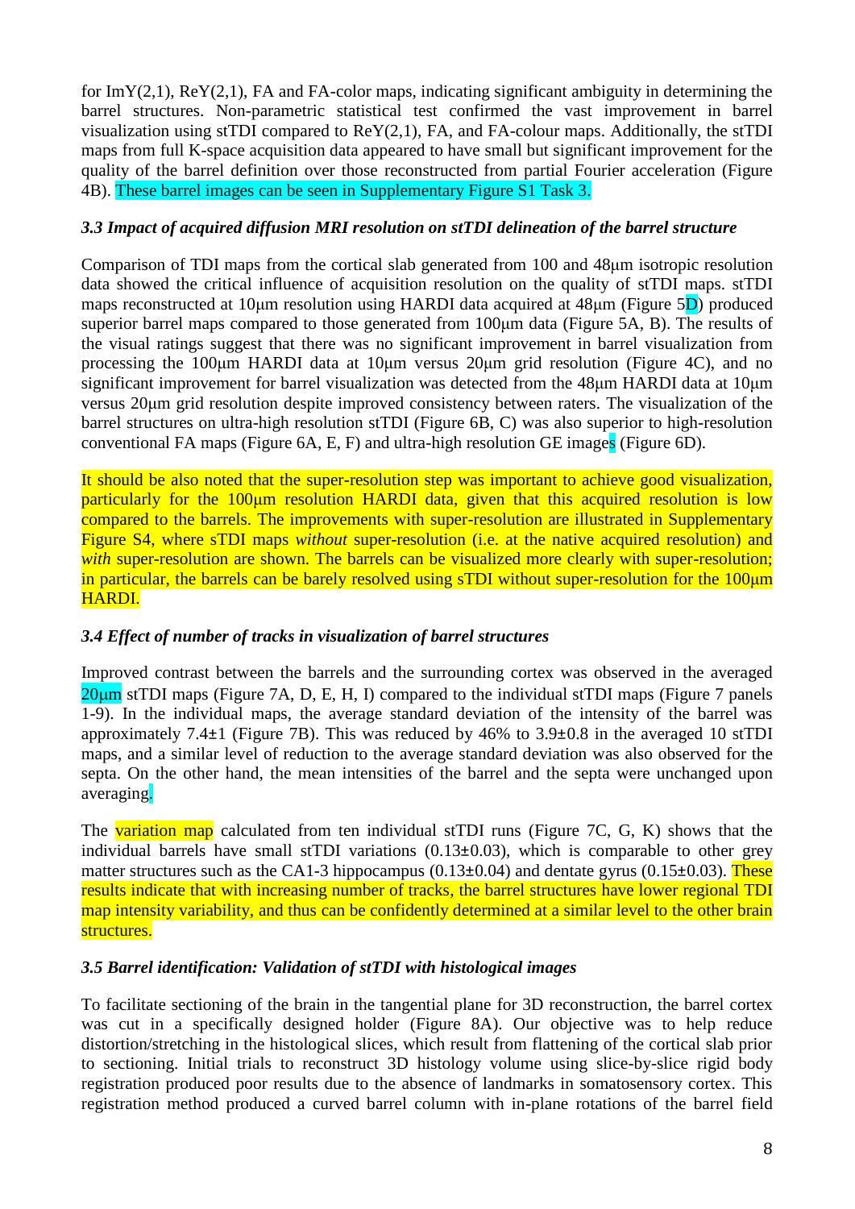for ImY(2,1), ReY(2,1), FA and FA-color maps, indicating significant ambiguity in determining the barrel structures. Non-parametric statistical test confirmed the vast improvement in barrel visualization using stTDI compared to ReY(2,1), FA, and FA-colour maps. Additionally, the stTDI maps from full K-space acquisition data appeared to have small but significant improvement for the quality of the barrel definition over those reconstructed from partial Fourier acceleration (Figure 4B). These barrel images can be seen in Supplementary Figure S1 Task 3.

### *3.3 Impact of acquired diffusion MRI resolution on stTDI delineation of the barrel structure*

Comparison of TDI maps from the cortical slab generated from 100 and 48μm isotropic resolution data showed the critical influence of acquisition resolution on the quality of stTDI maps. stTDI maps reconstructed at 10μm resolution using HARDI data acquired at 48μm (Figure 5D) produced superior barrel maps compared to those generated from 100μm data (Figure 5A, B). The results of the visual ratings suggest that there was no significant improvement in barrel visualization from processing the 100μm HARDI data at 10μm versus 20μm grid resolution (Figure 4C), and no significant improvement for barrel visualization was detected from the 48μm HARDI data at 10μm versus 20μm grid resolution despite improved consistency between raters. The visualization of the barrel structures on ultra-high resolution stTDI (Figure 6B, C) was also superior to high-resolution conventional FA maps (Figure 6A, E, F) and ultra-high resolution GE images (Figure 6D).

It should be also noted that the super-resolution step was important to achieve good visualization, particularly for the 100μm resolution HARDI data, given that this acquired resolution is low compared to the barrels. The improvements with super-resolution are illustrated in Supplementary Figure S4, where sTDI maps *without* super-resolution (i.e. at the native acquired resolution) and *with* super-resolution are shown. The barrels can be visualized more clearly with super-resolution; in particular, the barrels can be barely resolved using sTDI without super-resolution for the 100μm HARDI.

### *3.4 Effect of number of tracks in visualization of barrel structures*

Improved contrast between the barrels and the surrounding cortex was observed in the averaged 20μm stTDI maps (Figure 7A, D, E, H, I) compared to the individual stTDI maps (Figure 7 panels 1-9). In the individual maps, the average standard deviation of the intensity of the barrel was approximately 7.4±1 (Figure 7B). This was reduced by 46% to 3.9±0.8 in the averaged 10 stTDI maps, and a similar level of reduction to the average standard deviation was also observed for the septa. On the other hand, the mean intensities of the barrel and the septa were unchanged upon averaging.

The variation map calculated from ten individual stTDI runs (Figure 7C, G, K) shows that the individual barrels have small stTDI variations (0.13±0.03), which is comparable to other grey matter structures such as the CA1-3 hippocampus (0.13±0.04) and dentate gyrus (0.15±0.03). These results indicate that with increasing number of tracks, the barrel structures have lower regional TDI map intensity variability, and thus can be confidently determined at a similar level to the other brain structures.

### *3.5 Barrel identification: Validation of stTDI with histological images*

To facilitate sectioning of the brain in the tangential plane for 3D reconstruction, the barrel cortex was cut in a specifically designed holder (Figure 8A). Our objective was to help reduce distortion/stretching in the histological slices, which result from flattening of the cortical slab prior to sectioning. Initial trials to reconstruct 3D histology volume using slice-by-slice rigid body registration produced poor results due to the absence of landmarks in somatosensory cortex. This registration method produced a curved barrel column with in-plane rotations of the barrel field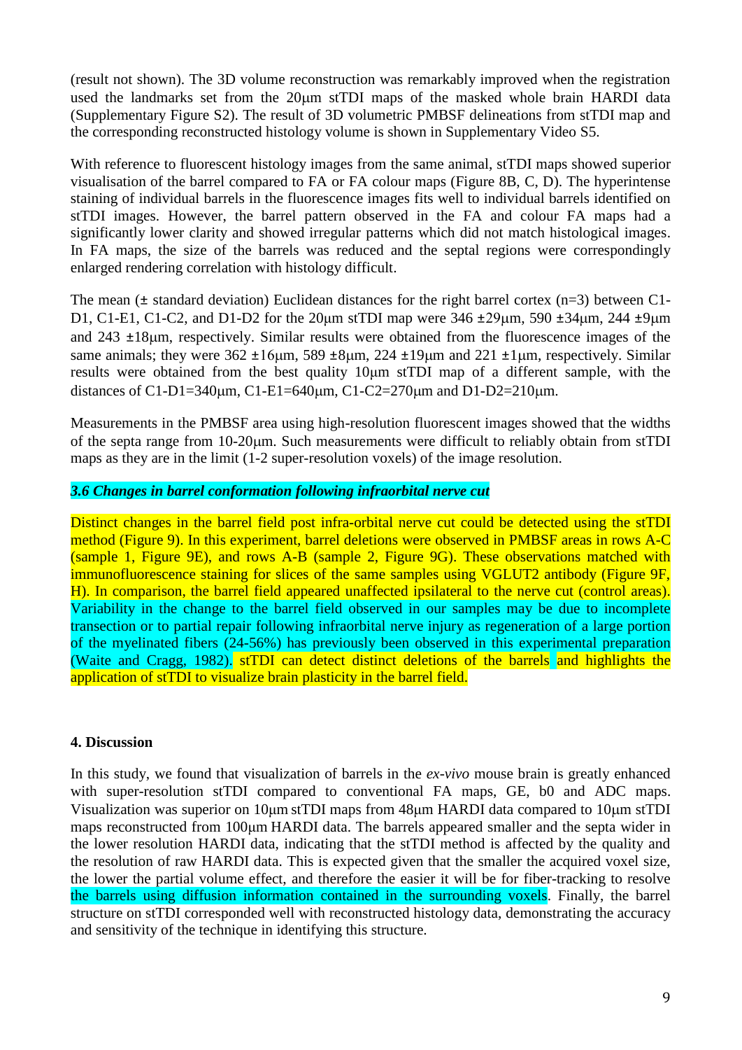(result not shown). The 3D volume reconstruction was remarkably improved when the registration used the landmarks set from the 20μm stTDI maps of the masked whole brain HARDI data (Supplementary Figure S2). The result of 3D volumetric PMBSF delineations from stTDI map and the corresponding reconstructed histology volume is shown in Supplementary Video S5.

With reference to fluorescent histology images from the same animal, stTDI maps showed superior visualisation of the barrel compared to FA or FA colour maps (Figure 8B, C, D). The hyperintense staining of individual barrels in the fluorescence images fits well to individual barrels identified on stTDI images. However, the barrel pattern observed in the FA and colour FA maps had a significantly lower clarity and showed irregular patterns which did not match histological images. In FA maps, the size of the barrels was reduced and the septal regions were correspondingly enlarged rendering correlation with histology difficult.

The mean (± standard deviation) Euclidean distances for the right barrel cortex (n=3) between C1-D1, C1-E1, C1-C2, and D1-D2 for the 20μm stTDI map were 346 ±29μm, 590 ±34μm, 244 ±9μm and 243 ±18μm, respectively. Similar results were obtained from the fluorescence images of the same animals; they were 362 ±16μm, 589 ±8μm, 224 ±19μm and 221 ±1μm, respectively. Similar results were obtained from the best quality 10μm stTDI map of a different sample, with the distances of C1-D1=340μm, C1-E1=640μm, C1-C2=270μm and D1-D2=210μm.

Measurements in the PMBSF area using high-resolution fluorescent images showed that the widths of the septa range from 10-20μm. Such measurements were difficult to reliably obtain from stTDI maps as they are in the limit (1-2 super-resolution voxels) of the image resolution.

### *3.6 Changes in barrel conformation following infraorbital nerve cut*

Distinct changes in the barrel field post infra-orbital nerve cut could be detected using the stTDI method (Figure 9). In this experiment, barrel deletions were observed in PMBSF areas in rows A-C (sample 1, Figure 9E), and rows A-B (sample 2, Figure 9G). These observations matched with immunofluorescence staining for slices of the same samples using VGLUT2 antibody (Figure 9F, H). In comparison, the barrel field appeared unaffected ipsilateral to the nerve cut (control areas). Variability in the change to the barrel field observed in our samples may be due to incomplete transection or to partial repair following infraorbital nerve injury as regeneration of a large portion of the myelinated fibers (24-56%) has previously been observed in this experimental preparation (Waite and Cragg, 1982). stTDI can detect distinct deletions of the barrels and highlights the application of stTDI to visualize brain plasticity in the barrel field.

## 4. Discussion

In this study, we found that visualization of barrels in the *ex-vivo* mouse brain is greatly enhanced with super-resolution stTDI compared to conventional FA maps, GE, b0 and ADC maps. Visualization was superior on 10μm stTDI maps from 48μm HARDI data compared to 10μm stTDI maps reconstructed from 100μm HARDI data. The barrels appeared smaller and the septa wider in the lower resolution HARDI data, indicating that the stTDI method is affected by the quality and the resolution of raw HARDI data. This is expected given that the smaller the acquired voxel size, the lower the partial volume effect, and therefore the easier it will be for fiber-tracking to resolve the barrels using diffusion information contained in the surrounding voxels. Finally, the barrel structure on stTDI corresponded well with reconstructed histology data, demonstrating the accuracy and sensitivity of the technique in identifying this structure.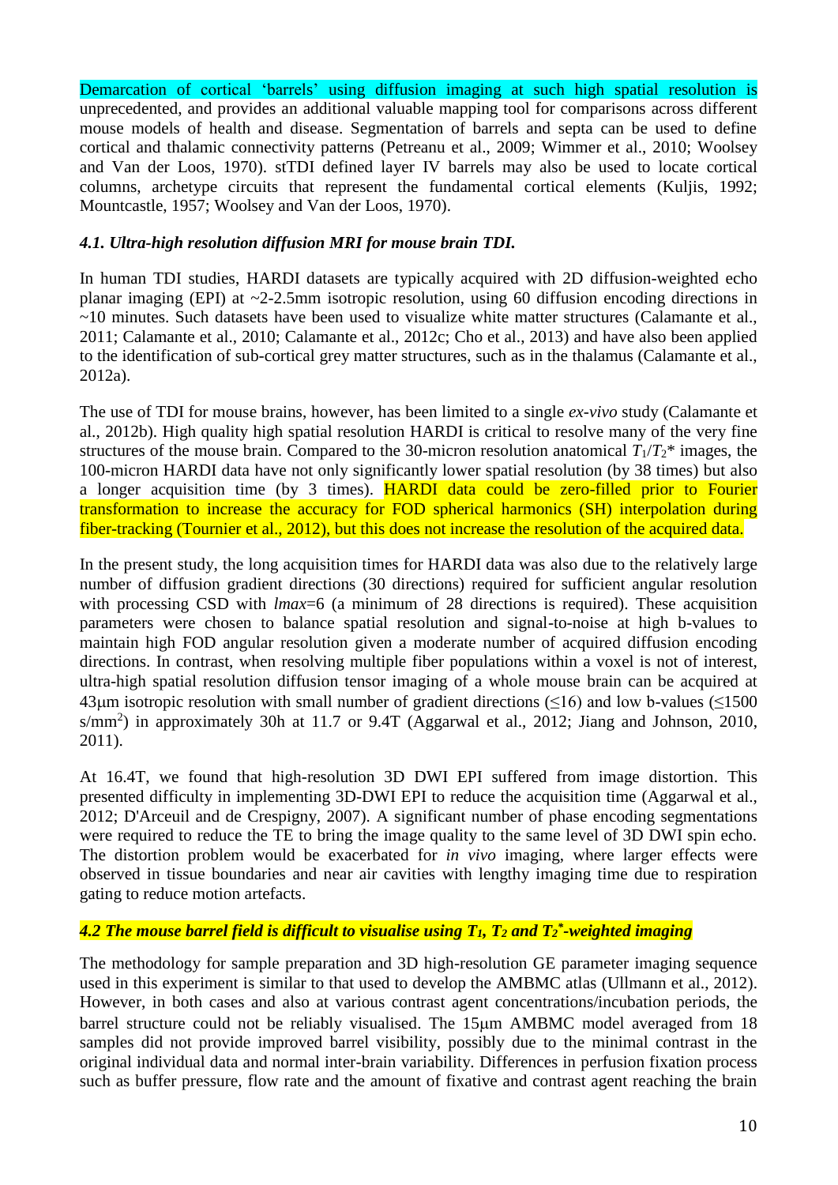Demarcation of cortical 'barrels' using diffusion imaging at such high spatial resolution is unprecedented, and provides an additional valuable mapping tool for comparisons across different mouse models of health and disease. Segmentation of barrels and septa can be used to define cortical and thalamic connectivity patterns (Petreanu et al., 2009; Wimmer et al., 2010; Woolsey and Van der Loos, 1970). stTDI defined layer IV barrels may also be used to locate cortical columns, archetype circuits that represent the fundamental cortical elements (Kuljis, 1992; Mountcastle, 1957; Woolsey and Van der Loos, 1970).

### *4.1. Ultra-high resolution diffusion MRI for mouse brain TDI.*

In human TDI studies, HARDI datasets are typically acquired with 2D diffusion-weighted echo planar imaging (EPI) at ~2-2.5mm isotropic resolution, using 60 diffusion encoding directions in ~10 minutes. Such datasets have been used to visualize white matter structures (Calamante et al., 2011; Calamante et al., 2010; Calamante et al., 2012c; Cho et al., 2013) and have also been applied to the identification of sub-cortical grey matter structures, such as in the thalamus (Calamante et al., 2012a).

The use of TDI for mouse brains, however, has been limited to a single *ex-vivo* study (Calamante et al., 2012b). High quality high spatial resolution HARDI is critical to resolve many of the very fine structures of the mouse brain. Compared to the 30-micron resolution anatomical $T_1$/$T_2$* images, the 100-micron HARDI data have not only significantly lower spatial resolution (by 38 times) but also a longer acquisition time (by 3 times). HARDI data could be zero-filled prior to Fourier transformation to increase the accuracy for FOD spherical harmonics (SH) interpolation during fiber-tracking (Tournier et al., 2012), but this does not increase the resolution of the acquired data.

In the present study, the long acquisition times for HARDI data was also due to the relatively large number of diffusion gradient directions (30 directions) required for sufficient angular resolution with processing CSD with *lmax*=6 (a minimum of 28 directions is required). These acquisition parameters were chosen to balance spatial resolution and signal-to-noise at high b-values to maintain high FOD angular resolution given a moderate number of acquired diffusion encoding directions. In contrast, when resolving multiple fiber populations within a voxel is not of interest, ultra-high spatial resolution diffusion tensor imaging of a whole mouse brain can be acquired at 43μm isotropic resolution with small number of gradient directions (≤16) and low b-values (≤1500 s/mm$^2$) in approximately 30h at 11.7 or 9.4T (Aggarwal et al., 2012; Jiang and Johnson, 2010, 2011).

At 16.4T, we found that high-resolution 3D DWI EPI suffered from image distortion. This presented difficulty in implementing 3D-DWI EPI to reduce the acquisition time (Aggarwal et al., 2012; D'Arceuil and de Crespigny, 2007). A significant number of phase encoding segmentations were required to reduce the TE to bring the image quality to the same level of 3D DWI spin echo. The distortion problem would be exacerbated for *in vivo* imaging, where larger effects were observed in tissue boundaries and near air cavities with lengthy imaging time due to respiration gating to reduce motion artefacts.

### *4.2 The mouse barrel field is difficult to visualise using $T_1$, $T_2$ and $T_2^*$-weighted imaging*

The methodology for sample preparation and 3D high-resolution GE parameter imaging sequence used in this experiment is similar to that used to develop the AMBMC atlas (Ullmann et al., 2012). However, in both cases and also at various contrast agent concentrations/incubation periods, the barrel structure could not be reliably visualised. The 15μm AMBMC model averaged from 18 samples did not provide improved barrel visibility, possibly due to the minimal contrast in the original individual data and normal inter-brain variability. Differences in perfusion fixation process such as buffer pressure, flow rate and the amount of fixative and contrast agent reaching the brain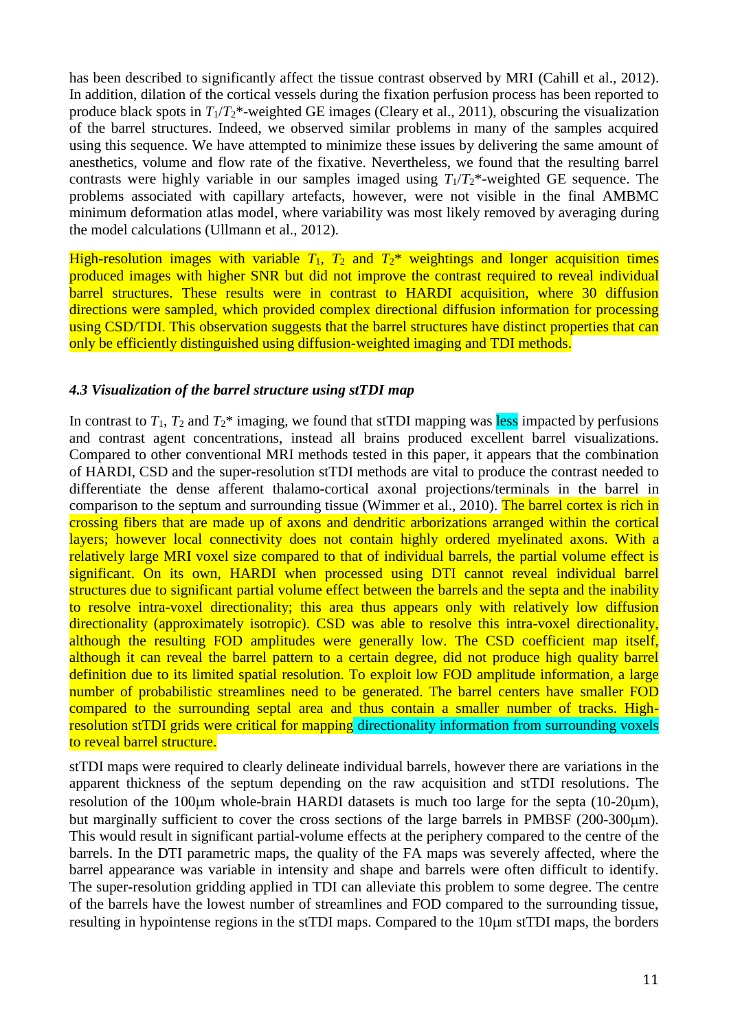has been described to significantly affect the tissue contrast observed by MRI (Cahill et al., 2012). In addition, dilation of the cortical vessels during the fixation perfusion process has been reported to produce black spots in $T_1/T_2$*-weighted GE images (Cleary et al., 2011), obscuring the visualization of the barrel structures. Indeed, we observed similar problems in many of the samples acquired using this sequence. We have attempted to minimize these issues by delivering the same amount of anesthetics, volume and flow rate of the fixative. Nevertheless, we found that the resulting barrel contrasts were highly variable in our samples imaged using $T_1/T_2$*-weighted GE sequence. The problems associated with capillary artefacts, however, were not visible in the final AMBMC minimum deformation atlas model, where variability was most likely removed by averaging during the model calculations (Ullmann et al., 2012).

High-resolution images with variable $T_1$, $T_2$ and $T_2$* weightings and longer acquisition times produced images with higher SNR but did not improve the contrast required to reveal individual barrel structures. These results were in contrast to HARDI acquisition, where 30 diffusion directions were sampled, which provided complex directional diffusion information for processing using CSD/TDI. This observation suggests that the barrel structures have distinct properties that can only be efficiently distinguished using diffusion-weighted imaging and TDI methods.

### *4.3 Visualization of the barrel structure using stTDI map*

In contrast to $T_1$, $T_2$ and $T_2$* imaging, we found that stTDI mapping was less impacted by perfusions and contrast agent concentrations, instead all brains produced excellent barrel visualizations. Compared to other conventional MRI methods tested in this paper, it appears that the combination of HARDI, CSD and the super-resolution stTDI methods are vital to produce the contrast needed to differentiate the dense afferent thalamo-cortical axonal projections/terminals in the barrel in comparison to the septum and surrounding tissue (Wimmer et al., 2010). The barrel cortex is rich in crossing fibers that are made up of axons and dendritic arborizations arranged within the cortical layers; however local connectivity does not contain highly ordered myelinated axons. With a relatively large MRI voxel size compared to that of individual barrels, the partial volume effect is significant. On its own, HARDI when processed using DTI cannot reveal individual barrel structures due to significant partial volume effect between the barrels and the septa and the inability to resolve intra-voxel directionality; this area thus appears only with relatively low diffusion directionality (approximately isotropic). CSD was able to resolve this intra-voxel directionality, although the resulting FOD amplitudes were generally low. The CSD coefficient map itself, although it can reveal the barrel pattern to a certain degree, did not produce high quality barrel definition due to its limited spatial resolution. To exploit low FOD amplitude information, a large number of probabilistic streamlines need to be generated. The barrel centers have smaller FOD compared to the surrounding septal area and thus contain a smaller number of tracks. High-resolution stTDI grids were critical for mapping directionality information from surrounding voxels to reveal barrel structure.

stTDI maps were required to clearly delineate individual barrels, however there are variations in the apparent thickness of the septum depending on the raw acquisition and stTDI resolutions. The resolution of the 100μm whole-brain HARDI datasets is much too large for the septa (10-20μm), but marginally sufficient to cover the cross sections of the large barrels in PMBSF (200-300μm). This would result in significant partial-volume effects at the periphery compared to the centre of the barrels. In the DTI parametric maps, the quality of the FA maps was severely affected, where the barrel appearance was variable in intensity and shape and barrels were often difficult to identify. The super-resolution gridding applied in TDI can alleviate this problem to some degree. The centre of the barrels have the lowest number of streamlines and FOD compared to the surrounding tissue, resulting in hypointense regions in the stTDI maps. Compared to the 10μm stTDI maps, the borders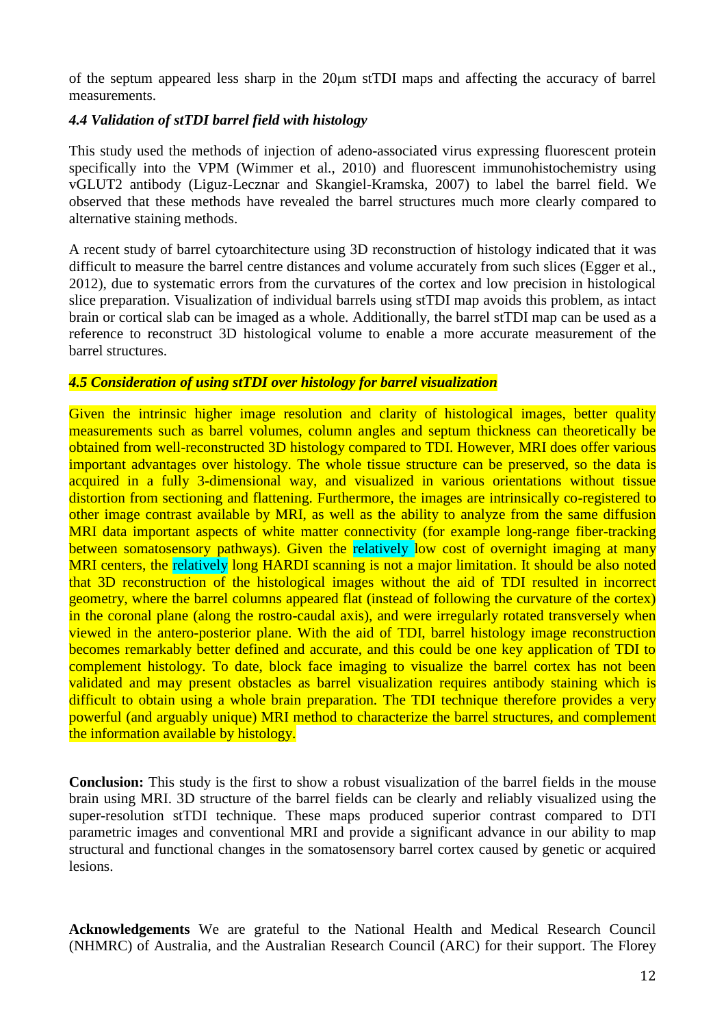of the septum appeared less sharp in the 20μm stTDI maps and affecting the accuracy of barrel measurements.

### *4.4 Validation of stTDI barrel field with histology*

This study used the methods of injection of adeno-associated virus expressing fluorescent protein specifically into the VPM (Wimmer et al., 2010) and fluorescent immunohistochemistry using vGLUT2 antibody (Liguz-Lecznar and Skangiel-Kramska, 2007) to label the barrel field. We observed that these methods have revealed the barrel structures much more clearly compared to alternative staining methods.

A recent study of barrel cytoarchitecture using 3D reconstruction of histology indicated that it was difficult to measure the barrel centre distances and volume accurately from such slices (Egger et al., 2012), due to systematic errors from the curvatures of the cortex and low precision in histological slice preparation. Visualization of individual barrels using stTDI map avoids this problem, as intact brain or cortical slab can be imaged as a whole. Additionally, the barrel stTDI map can be used as a reference to reconstruct 3D histological volume to enable a more accurate measurement of the barrel structures.

### *4.5 Consideration of using stTDI over histology for barrel visualization*

Given the intrinsic higher image resolution and clarity of histological images, better quality measurements such as barrel volumes, column angles and septum thickness can theoretically be obtained from well-reconstructed 3D histology compared to TDI. However, MRI does offer various important advantages over histology. The whole tissue structure can be preserved, so the data is acquired in a fully 3-dimensional way, and visualized in various orientations without tissue distortion from sectioning and flattening. Furthermore, the images are intrinsically co-registered to other image contrast available by MRI, as well as the ability to analyze from the same diffusion MRI data important aspects of white matter connectivity (for example long-range fiber-tracking between somatosensory pathways). Given the relatively low cost of overnight imaging at many MRI centers, the relatively long HARDI scanning is not a major limitation. It should be also noted that 3D reconstruction of the histological images without the aid of TDI resulted in incorrect geometry, where the barrel columns appeared flat (instead of following the curvature of the cortex) in the coronal plane (along the rostro-caudal axis), and were irregularly rotated transversely when viewed in the antero-posterior plane. With the aid of TDI, barrel histology image reconstruction becomes remarkably better defined and accurate, and this could be one key application of TDI to complement histology. To date, block face imaging to visualize the barrel cortex has not been validated and may present obstacles as barrel visualization requires antibody staining which is difficult to obtain using a whole brain preparation. The TDI technique therefore provides a very powerful (and arguably unique) MRI method to characterize the barrel structures, and complement the information available by histology.

**Conclusion:** This study is the first to show a robust visualization of the barrel fields in the mouse brain using MRI. 3D structure of the barrel fields can be clearly and reliably visualized using the super-resolution stTDI technique. These maps produced superior contrast compared to DTI parametric images and conventional MRI and provide a significant advance in our ability to map structural and functional changes in the somatosensory barrel cortex caused by genetic or acquired lesions.

**Acknowledgements** We are grateful to the National Health and Medical Research Council (NHMRC) of Australia, and the Australian Research Council (ARC) for their support. The Florey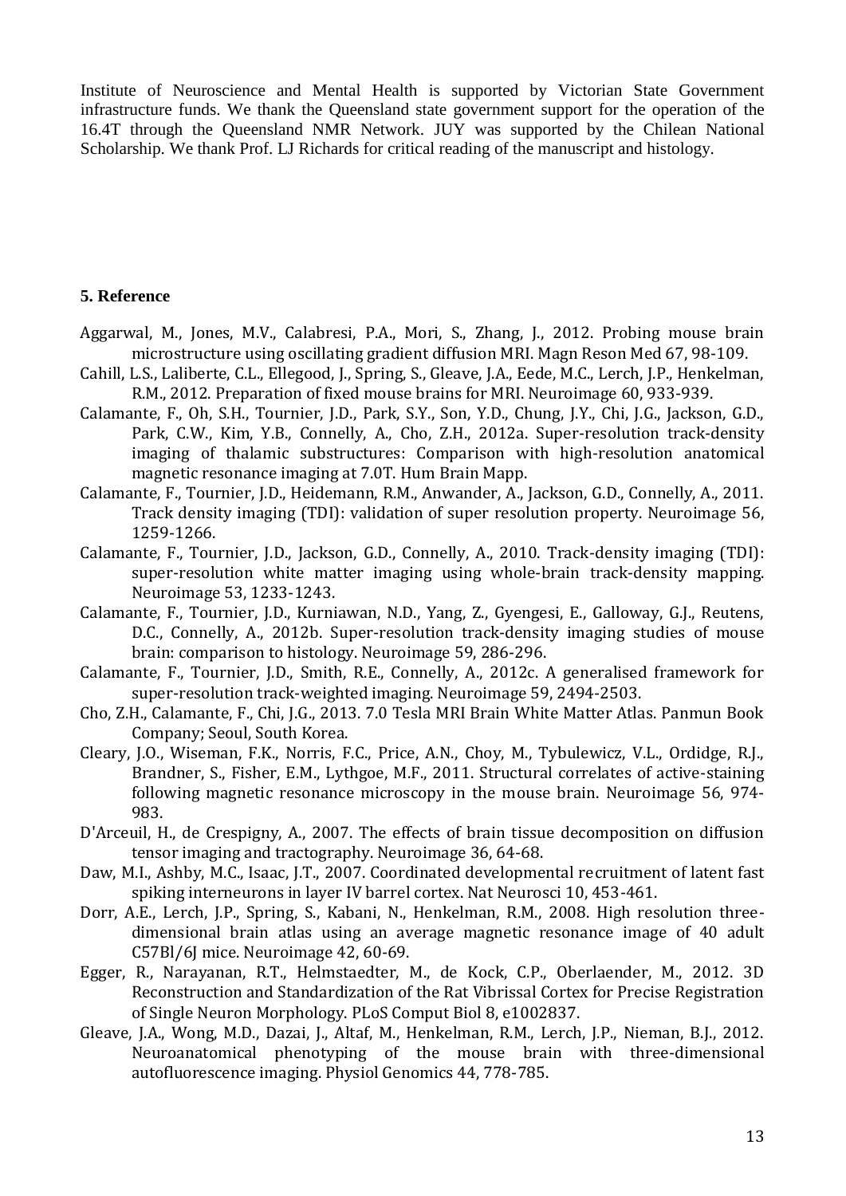Institute of Neuroscience and Mental Health is supported by Victorian State Government infrastructure funds. We thank the Queensland state government support for the operation of the 16.4T through the Queensland NMR Network. JUY was supported by the Chilean National Scholarship. We thank Prof. LJ Richards for critical reading of the manuscript and histology.

## 5. Reference

Aggarwal, M., Jones, M.V., Calabresi, P.A., Mori, S., Zhang, J., 2012. Probing mouse brain microstructure using oscillating gradient diffusion MRI. Magn Reson Med 67, 98-109.

Cahill, L.S., Laliberte, C.L., Ellegood, J., Spring, S., Gleave, J.A., Eede, M.C., Lerch, J.P., Henkelman, R.M., 2012. Preparation of fixed mouse brains for MRI. Neuroimage 60, 933-939.

Calamante, F., Oh, S.H., Tournier, J.D., Park, S.Y., Son, Y.D., Chung, J.Y., Chi, J.G., Jackson, G.D., Park, C.W., Kim, Y.B., Connelly, A., Cho, Z.H., 2012a. Super-resolution track-density imaging of thalamic substructures: Comparison with high-resolution anatomical magnetic resonance imaging at 7.0T. Hum Brain Mapp.

Calamante, F., Tournier, J.D., Heidemann, R.M., Anwander, A., Jackson, G.D., Connelly, A., 2011. Track density imaging (TDI): validation of super resolution property. Neuroimage 56, 1259-1266.

Calamante, F., Tournier, J.D., Jackson, G.D., Connelly, A., 2010. Track-density imaging (TDI): super-resolution white matter imaging using whole-brain track-density mapping. Neuroimage 53, 1233-1243.

Calamante, F., Tournier, J.D., Kurniawan, N.D., Yang, Z., Gyengesi, E., Galloway, G.J., Reutens, D.C., Connelly, A., 2012b. Super-resolution track-density imaging studies of mouse brain: comparison to histology. Neuroimage 59, 286-296.

Calamante, F., Tournier, J.D., Smith, R.E., Connelly, A., 2012c. A generalised framework for super-resolution track-weighted imaging. Neuroimage 59, 2494-2503.

Cho, Z.H., Calamante, F., Chi, J.G., 2013. 7.0 Tesla MRI Brain White Matter Atlas. Panmun Book Company; Seoul, South Korea.

Cleary, J.O., Wiseman, F.K., Norris, F.C., Price, A.N., Choy, M., Tybulewicz, V.L., Ordidge, R.J., Brandner, S., Fisher, E.M., Lythgoe, M.F., 2011. Structural correlates of active-staining following magnetic resonance microscopy in the mouse brain. Neuroimage 56, 974-983.

D'Arceuil, H., de Crespigny, A., 2007. The effects of brain tissue decomposition on diffusion tensor imaging and tractography. Neuroimage 36, 64-68.

Daw, M.I., Ashby, M.C., Isaac, J.T., 2007. Coordinated developmental recruitment of latent fast spiking interneurons in layer IV barrel cortex. Nat Neurosci 10, 453-461.

Dorr, A.E., Lerch, J.P., Spring, S., Kabani, N., Henkelman, R.M., 2008. High resolution three-dimensional brain atlas using an average magnetic resonance image of 40 adult C57Bl/6J mice. Neuroimage 42, 60-69.

Egger, R., Narayanan, R.T., Helmstaedter, M., de Kock, C.P., Oberlaender, M., 2012. 3D Reconstruction and Standardization of the Rat Vibrissal Cortex for Precise Registration of Single Neuron Morphology. PLoS Comput Biol 8, e1002837.

Gleave, J.A., Wong, M.D., Dazai, J., Altaf, M., Henkelman, R.M., Lerch, J.P., Nieman, B.J., 2012. Neuroanatomical phenotyping of the mouse brain with three-dimensional autofluorescence imaging. Physiol Genomics 44, 778-785.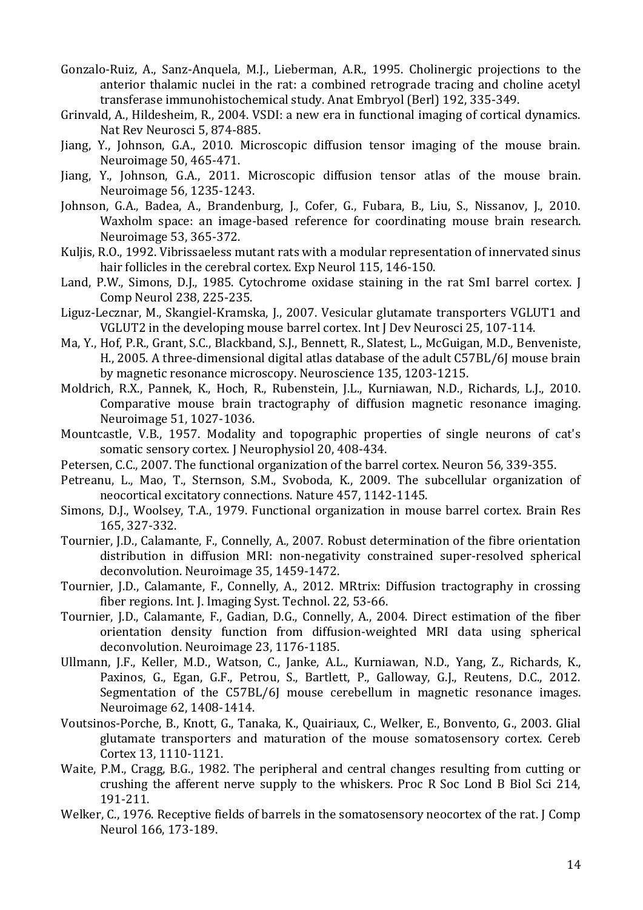Gonzalo-Ruiz, A., Sanz-Anquela, M.J., Lieberman, A.R., 1995. Cholinergic projections to the anterior thalamic nuclei in the rat: a combined retrograde tracing and choline acetyl transferase immunohistochemical study. Anat Embryol (Berl) 192, 335-349.

Grinvald, A., Hildesheim, R., 2004. VSDI: a new era in functional imaging of cortical dynamics. Nat Rev Neurosci 5, 874-885.

Jiang, Y., Johnson, G.A., 2010. Microscopic diffusion tensor imaging of the mouse brain. Neuroimage 50, 465-471.

Jiang, Y., Johnson, G.A., 2011. Microscopic diffusion tensor atlas of the mouse brain. Neuroimage 56, 1235-1243.

Johnson, G.A., Badea, A., Brandenburg, J., Cofer, G., Fubara, B., Liu, S., Nissanov, J., 2010. Waxholm space: an image-based reference for coordinating mouse brain research. Neuroimage 53, 365-372.

Kuljis, R.O., 1992. Vibrissaeless mutant rats with a modular representation of innervated sinus hair follicles in the cerebral cortex. Exp Neurol 115, 146-150.

Land, P.W., Simons, D.J., 1985. Cytochrome oxidase staining in the rat SmI barrel cortex. J Comp Neurol 238, 225-235.

Liguz-Lecznar, M., Skangiel-Kramska, J., 2007. Vesicular glutamate transporters VGLUT1 and VGLUT2 in the developing mouse barrel cortex. Int J Dev Neurosci 25, 107-114.

Ma, Y., Hof, P.R., Grant, S.C., Blackband, S.J., Bennett, R., Slatest, L., McGuigan, M.D., Benveniste, H., 2005. A three-dimensional digital atlas database of the adult C57BL/6J mouse brain by magnetic resonance microscopy. Neuroscience 135, 1203-1215.

Moldrich, R.X., Pannek, K., Hoch, R., Rubenstein, J.L., Kurniawan, N.D., Richards, L.J., 2010. Comparative mouse brain tractography of diffusion magnetic resonance imaging. Neuroimage 51, 1027-1036.

Mountcastle, V.B., 1957. Modality and topographic properties of single neurons of cat's somatic sensory cortex. J Neurophysiol 20, 408-434.

Petersen, C.C., 2007. The functional organization of the barrel cortex. Neuron 56, 339-355.

Petreanu, L., Mao, T., Sternson, S.M., Svoboda, K., 2009. The subcellular organization of neocortical excitatory connections. Nature 457, 1142-1145.

Simons, D.J., Woolsey, T.A., 1979. Functional organization in mouse barrel cortex. Brain Res 165, 327-332.

Tournier, J.D., Calamante, F., Connelly, A., 2007. Robust determination of the fibre orientation distribution in diffusion MRI: non-negativity constrained super-resolved spherical deconvolution. Neuroimage 35, 1459-1472.

Tournier, J.D., Calamante, F., Connelly, A., 2012. MRtrix: Diffusion tractography in crossing fiber regions. Int. J. Imaging Syst. Technol. 22, 53-66.

Tournier, J.D., Calamante, F., Gadian, D.G., Connelly, A., 2004. Direct estimation of the fiber orientation density function from diffusion-weighted MRI data using spherical deconvolution. Neuroimage 23, 1176-1185.

Ullmann, J.F., Keller, M.D., Watson, C., Janke, A.L., Kurniawan, N.D., Yang, Z., Richards, K., Paxinos, G., Egan, G.F., Petrou, S., Bartlett, P., Galloway, G.J., Reutens, D.C., 2012. Segmentation of the C57BL/6J mouse cerebellum in magnetic resonance images. Neuroimage 62, 1408-1414.

Voutsinos-Porche, B., Knott, G., Tanaka, K., Quairiaux, C., Welker, E., Bonvento, G., 2003. Glial glutamate transporters and maturation of the mouse somatosensory cortex. Cereb Cortex 13, 1110-1121.

Waite, P.M., Cragg, B.G., 1982. The peripheral and central changes resulting from cutting or crushing the afferent nerve supply to the whiskers. Proc R Soc Lond B Biol Sci 214, 191-211.

Welker, C., 1976. Receptive fields of barrels in the somatosensory neocortex of the rat. J Comp Neurol 166, 173-189.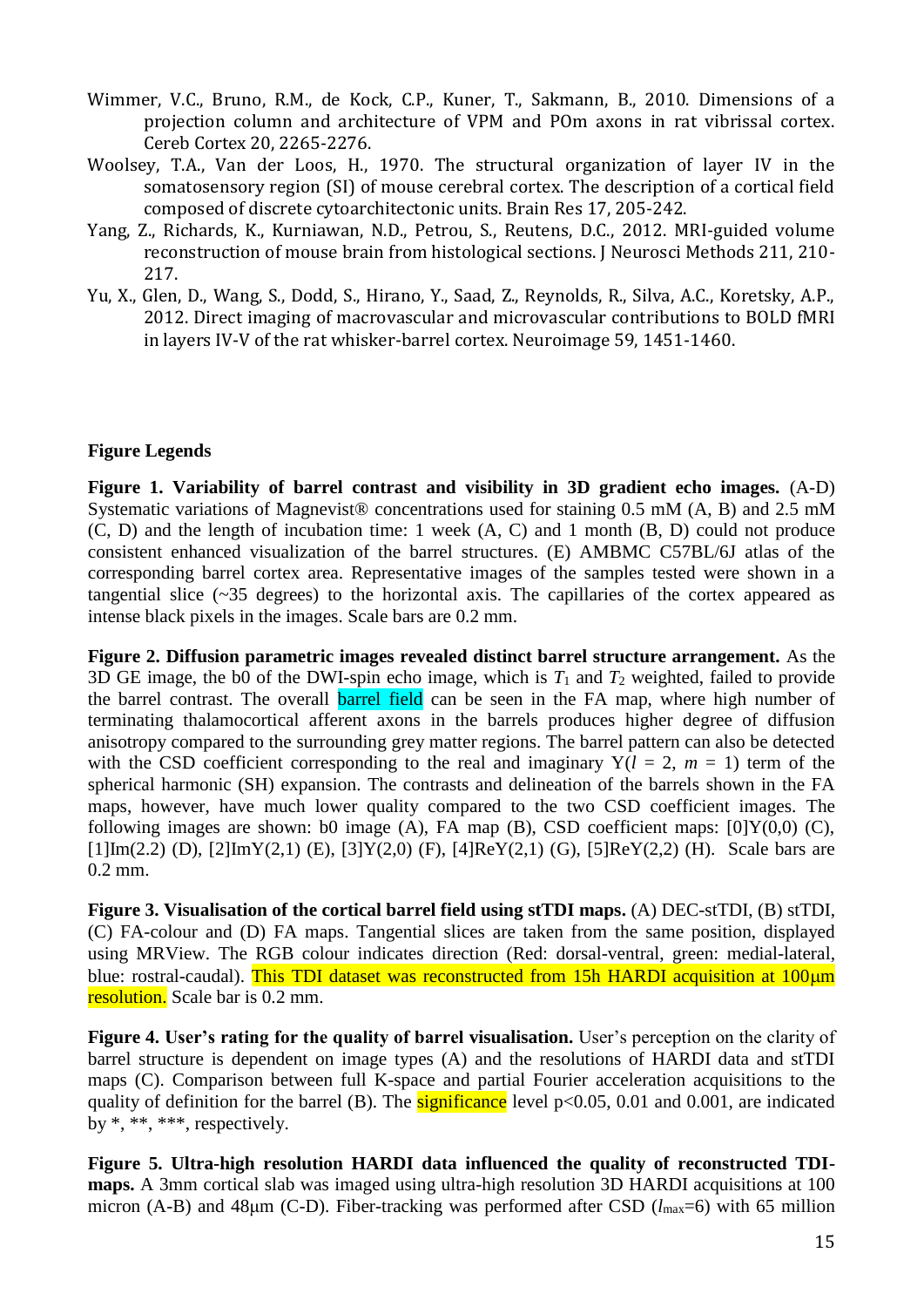Wimmer, V.C., Bruno, R.M., de Kock, C.P., Kuner, T., Sakmann, B., 2010. Dimensions of a projection column and architecture of VPM and POm axons in rat vibrissal cortex. Cereb Cortex 20, 2265-2276.

Woolsey, T.A., Van der Loos, H., 1970. The structural organization of layer IV in the somatosensory region (SI) of mouse cerebral cortex. The description of a cortical field composed of discrete cytoarchitectonic units. Brain Res 17, 205-242.

Yang, Z., Richards, K., Kurniawan, N.D., Petrou, S., Reutens, D.C., 2012. MRI-guided volume reconstruction of mouse brain from histological sections. J Neurosci Methods 211, 210-217.

Yu, X., Glen, D., Wang, S., Dodd, S., Hirano, Y., Saad, Z., Reynolds, R., Silva, A.C., Koretsky, A.P., 2012. Direct imaging of macrovascular and microvascular contributions to BOLD fMRI in layers IV-V of the rat whisker-barrel cortex. Neuroimage 59, 1451-1460.

## Figure Legends

**Figure 1. Variability of barrel contrast and visibility in 3D gradient echo images.** (A-D) Systematic variations of Magnevist® concentrations used for staining 0.5 mM (A, B) and 2.5 mM (C, D) and the length of incubation time: 1 week (A, C) and 1 month (B, D) could not produce consistent enhanced visualization of the barrel structures. (E) AMBMC C57BL/6J atlas of the corresponding barrel cortex area. Representative images of the samples tested were shown in a tangential slice (~35 degrees) to the horizontal axis. The capillaries of the cortex appeared as intense black pixels in the images. Scale bars are 0.2 mm.

**Figure 2. Diffusion parametric images revealed distinct barrel structure arrangement.** As the 3D GE image, the b0 of the DWI-spin echo image, which is $T_1$ and $T_2$ weighted, failed to provide the barrel contrast. The overall barrel field can be seen in the FA map, where high number of terminating thalamocortical afferent axons in the barrels produces higher degree of diffusion anisotropy compared to the surrounding grey matter regions. The barrel pattern can also be detected with the CSD coefficient corresponding to the real and imaginary $Y(l = 2, m = 1)$ term of the spherical harmonic (SH) expansion. The contrasts and delineation of the barrels shown in the FA maps, however, have much lower quality compared to the two CSD coefficient images. The following images are shown: b0 image (A), FA map (B), CSD coefficient maps: [0]Y(0,0) (C), [1]Im(2.2) (D), [2]ImY(2,1) (E), [3]Y(2,0) (F), [4]ReY(2,1) (G), [5]ReY(2,2) (H). Scale bars are 0.2 mm.

**Figure 3. Visualisation of the cortical barrel field using stTDI maps.** (A) DEC-stTDI, (B) stTDI, (C) FA-colour and (D) FA maps. Tangential slices are taken from the same position, displayed using MRView. The RGB colour indicates direction (Red: dorsal-ventral, green: medial-lateral, blue: rostral-caudal). This TDI dataset was reconstructed from 15h HARDI acquisition at 100μm resolution. Scale bar is 0.2 mm.

**Figure 4. User's rating for the quality of barrel visualisation.** User's perception on the clarity of barrel structure is dependent on image types (A) and the resolutions of HARDI data and stTDI maps (C). Comparison between full K-space and partial Fourier acceleration acquisitions to the quality of definition for the barrel (B). The significance level $p<0.05$, 0.01 and 0.001, are indicated by *, **, ***, respectively.

**Figure 5. Ultra-high resolution HARDI data influenced the quality of reconstructed TDI-maps.** A 3mm cortical slab was imaged using ultra-high resolution 3D HARDI acquisitions at 100 micron (A-B) and 48μm (C-D). Fiber-tracking was performed after CSD ($l_{max}$=6) with 65 million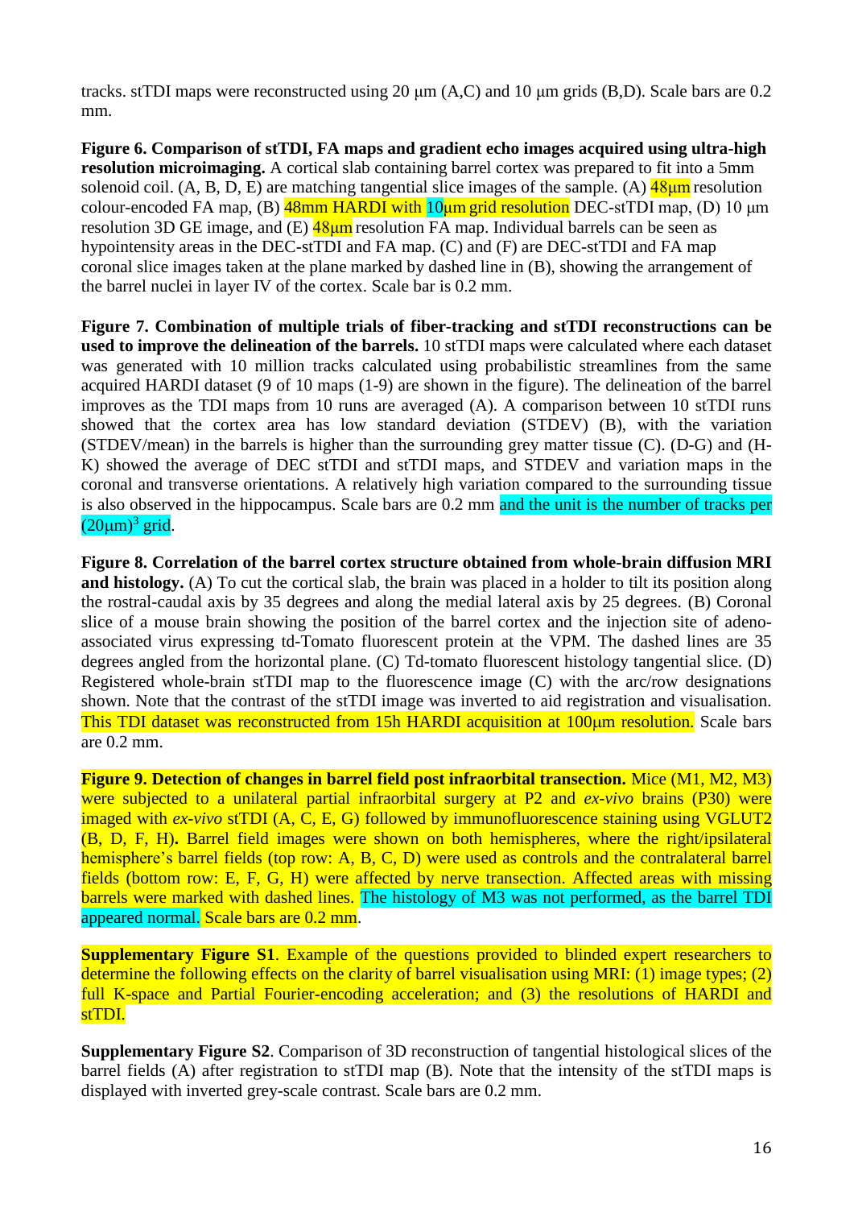tracks. stTDI maps were reconstructed using 20 μm (A,C) and 10 μm grids (B,D). Scale bars are 0.2 mm.

**Figure 6. Comparison of stTDI, FA maps and gradient echo images acquired using ultra-high resolution microimaging.** A cortical slab containing barrel cortex was prepared to fit into a 5mm solenoid coil. (A, B, D, E) are matching tangential slice images of the sample. (A) 48μm resolution colour-encoded FA map, (B) 48mm HARDI with 10μm grid resolution DEC-stTDI map, (D) 10 μm resolution 3D GE image, and (E) 48μm resolution FA map. Individual barrels can be seen as hypointensity areas in the DEC-stTDI and FA map. (C) and (F) are DEC-stTDI and FA map coronal slice images taken at the plane marked by dashed line in (B), showing the arrangement of the barrel nuclei in layer IV of the cortex. Scale bar is 0.2 mm.

**Figure 7. Combination of multiple trials of fiber-tracking and stTDI reconstructions can be used to improve the delineation of the barrels.** 10 stTDI maps were calculated where each dataset was generated with 10 million tracks calculated using probabilistic streamlines from the same acquired HARDI dataset (9 of 10 maps (1-9) are shown in the figure). The delineation of the barrel improves as the TDI maps from 10 runs are averaged (A). A comparison between 10 stTDI runs showed that the cortex area has low standard deviation (STDEV) (B), with the variation (STDEV/mean) in the barrels is higher than the surrounding grey matter tissue (C). (D-G) and (H-K) showed the average of DEC stTDI and stTDI maps, and STDEV and variation maps in the coronal and transverse orientations. A relatively high variation compared to the surrounding tissue is also observed in the hippocampus. Scale bars are 0.2 mm and the unit is the number of tracks per $(20\mu m)^3$ grid.

**Figure 8. Correlation of the barrel cortex structure obtained from whole-brain diffusion MRI and histology.** (A) To cut the cortical slab, the brain was placed in a holder to tilt its position along the rostral-caudal axis by 35 degrees and along the medial lateral axis by 25 degrees. (B) Coronal slice of a mouse brain showing the position of the barrel cortex and the injection site of adeno-associated virus expressing td-Tomato fluorescent protein at the VPM. The dashed lines are 35 degrees angled from the horizontal plane. (C) Td-tomato fluorescent histology tangential slice. (D) Registered whole-brain stTDI map to the fluorescence image (C) with the arc/row designations shown. Note that the contrast of the stTDI image was inverted to aid registration and visualisation. This TDI dataset was reconstructed from 15h HARDI acquisition at 100μm resolution. Scale bars are 0.2 mm.

**Figure 9. Detection of changes in barrel field post infraorbital transection.** Mice (M1, M2, M3) were subjected to a unilateral partial infraorbital surgery at P2 and *ex-vivo* brains (P30) were imaged with *ex-vivo* stTDI (A, C, E, G) followed by immunofluorescence staining using VGLUT2 (B, D, F, H)**.** Barrel field images were shown on both hemispheres, where the right/ipsilateral hemisphere's barrel fields (top row: A, B, C, D) were used as controls and the contralateral barrel fields (bottom row: E, F, G, H) were affected by nerve transection. Affected areas with missing barrels were marked with dashed lines. The histology of M3 was not performed, as the barrel TDI appeared normal. Scale bars are 0.2 mm.

**Supplementary Figure S1**. Example of the questions provided to blinded expert researchers to determine the following effects on the clarity of barrel visualisation using MRI: (1) image types; (2) full K-space and Partial Fourier-encoding acceleration; and (3) the resolutions of HARDI and stTDI.

**Supplementary Figure S2**. Comparison of 3D reconstruction of tangential histological slices of the barrel fields (A) after registration to stTDI map (B). Note that the intensity of the stTDI maps is displayed with inverted grey-scale contrast. Scale bars are 0.2 mm.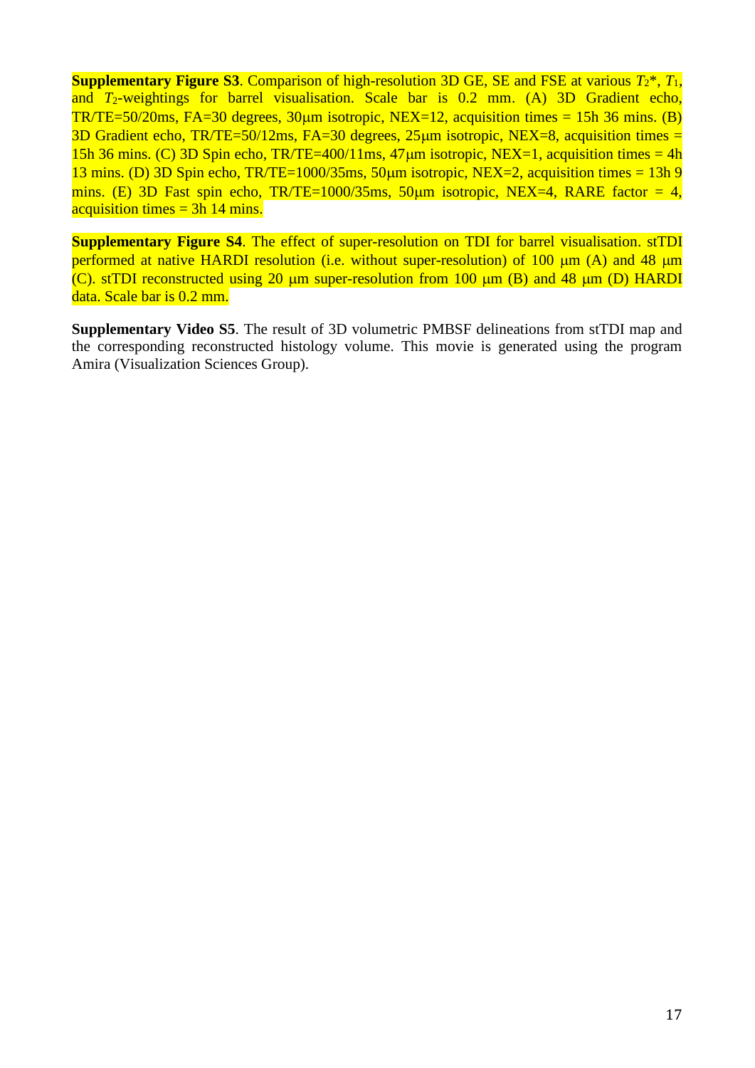**Supplementary Figure S3**. Comparison of high-resolution 3D GE, SE and FSE at various $T_2$*, $T_1$, and $T_2$-weightings for barrel visualisation. Scale bar is 0.2 mm. (A) 3D Gradient echo, TR/TE=50/20ms, FA=30 degrees, 30μm isotropic, NEX=12, acquisition times = 15h 36 mins. (B) 3D Gradient echo, TR/TE=50/12ms, FA=30 degrees, 25μm isotropic, NEX=8, acquisition times = 15h 36 mins. (C) 3D Spin echo, TR/TE=400/11ms, 47μm isotropic, NEX=1, acquisition times = 4h 13 mins. (D) 3D Spin echo, TR/TE=1000/35ms, 50μm isotropic, NEX=2, acquisition times = 13h 9 mins. (E) 3D Fast spin echo, TR/TE=1000/35ms, 50μm isotropic, NEX=4, RARE factor = 4, acquisition times = 3h 14 mins.

**Supplementary Figure S4**. The effect of super-resolution on TDI for barrel visualisation. stTDI performed at native HARDI resolution (i.e. without super-resolution) of 100 μm (A) and 48 μm (C). stTDI reconstructed using 20 μm super-resolution from 100 μm (B) and 48 μm (D) HARDI data. Scale bar is 0.2 mm.

**Supplementary Video S5**. The result of 3D volumetric PMBSF delineations from stTDI map and the corresponding reconstructed histology volume. This movie is generated using the program Amira (Visualization Sciences Group).